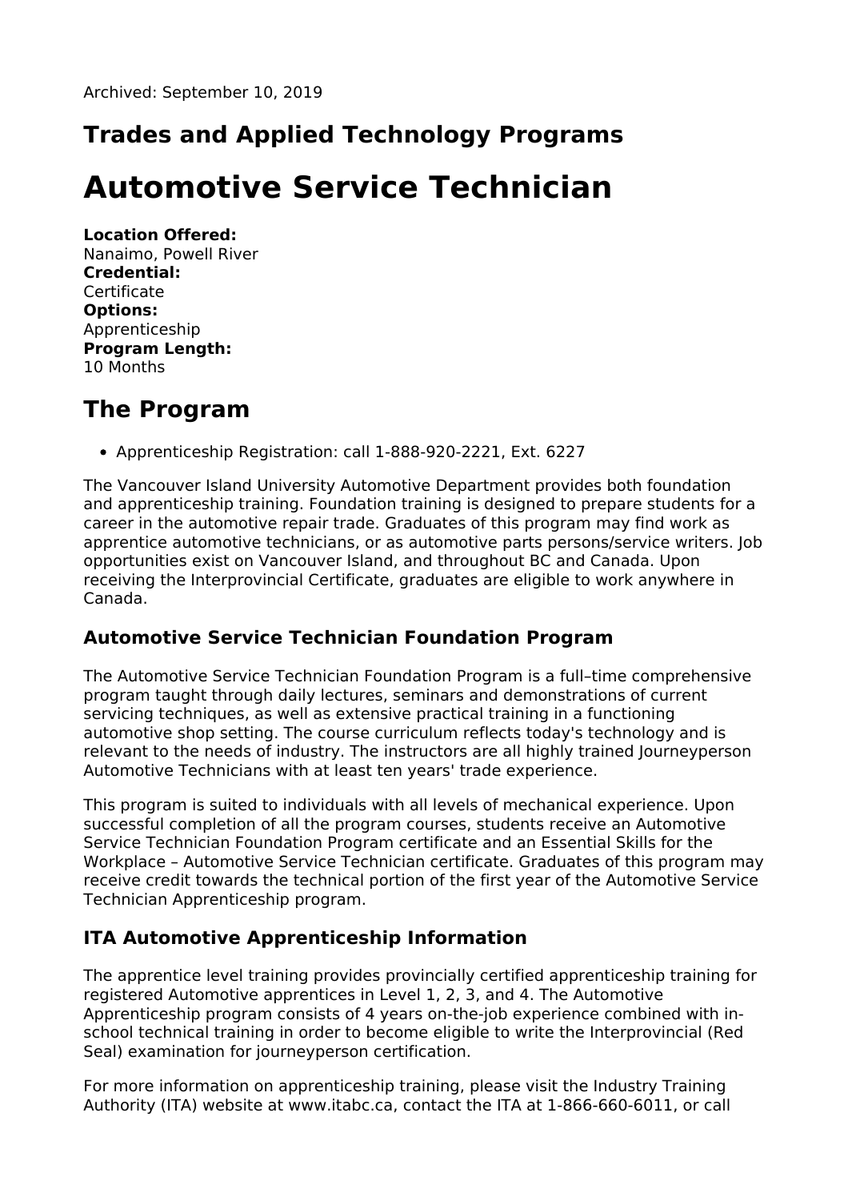Archived: September 10, 2019

## Trades and Applied Technology Programs

# Automotive Service Technician

**Location Offered:**
Nanaimo, Powell River
**Credential:**
Certificate
**Options:**
Apprenticeship
**Program Length:**
10 Months

## The Program

- Apprenticeship Registration: call 1-888-920-2221, Ext. 6227

The Vancouver Island University Automotive Department provides both foundation and apprenticeship training. Foundation training is designed to prepare students for a career in the automotive repair trade. Graduates of this program may find work as apprentice automotive technicians, or as automotive parts persons/service writers. Job opportunities exist on Vancouver Island, and throughout BC and Canada. Upon receiving the Interprovincial Certificate, graduates are eligible to work anywhere in Canada.

### Automotive Service Technician Foundation Program

The Automotive Service Technician Foundation Program is a full–time comprehensive program taught through daily lectures, seminars and demonstrations of current servicing techniques, as well as extensive practical training in a functioning automotive shop setting. The course curriculum reflects today's technology and is relevant to the needs of industry. The instructors are all highly trained Journeyperson Automotive Technicians with at least ten years' trade experience.

This program is suited to individuals with all levels of mechanical experience. Upon successful completion of all the program courses, students receive an Automotive Service Technician Foundation Program certificate and an Essential Skills for the Workplace – Automotive Service Technician certificate. Graduates of this program may receive credit towards the technical portion of the first year of the Automotive Service Technician Apprenticeship program.

### ITA Automotive Apprenticeship Information

The apprentice level training provides provincially certified apprenticeship training for registered Automotive apprentices in Level 1, 2, 3, and 4. The Automotive Apprenticeship program consists of 4 years on-the-job experience combined with in-school technical training in order to become eligible to write the Interprovincial (Red Seal) examination for journeyperson certification.

For more information on apprenticeship training, please visit the Industry Training Authority (ITA) website at www.itabc.ca, contact the ITA at 1-866-660-6011, or call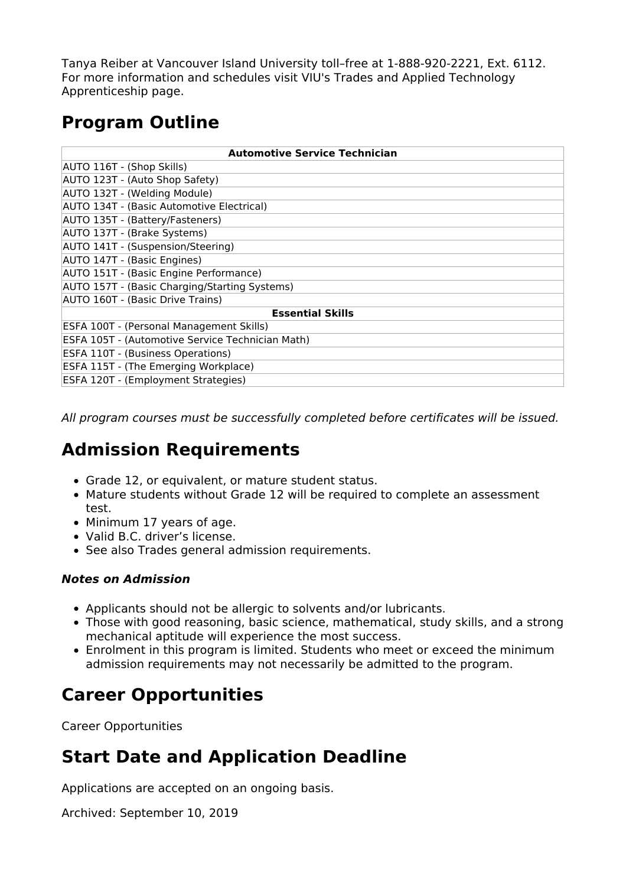Tanya Reiber at Vancouver Island University toll–free at 1-888-920-2221, Ext. 6112. For more information and schedules visit VIU's Trades and Applied Technology Apprenticeship page.

## Program Outline

| Automotive Service Technician |
| --- |
| AUTO 116T - (Shop Skills) |
| AUTO 123T - (Auto Shop Safety) |
| AUTO 132T - (Welding Module) |
| AUTO 134T - (Basic Automotive Electrical) |
| AUTO 135T - (Battery/Fasteners) |
| AUTO 137T - (Brake Systems) |
| AUTO 141T - (Suspension/Steering) |
| AUTO 147T - (Basic Engines) |
| AUTO 151T - (Basic Engine Performance) |
| AUTO 157T - (Basic Charging/Starting Systems) |
| AUTO 160T - (Basic Drive Trains) |
| **Essential Skills** |
| ESFA 100T - (Personal Management Skills) |
| ESFA 105T - (Automotive Service Technician Math) |
| ESFA 110T - (Business Operations) |
| ESFA 115T - (The Emerging Workplace) |
| ESFA 120T - (Employment Strategies) |

*All program courses must be successfully completed before certificates will be issued.*

## Admission Requirements

- Grade 12, or equivalent, or mature student status.
- Mature students without Grade 12 will be required to complete an assessment test.
- Minimum 17 years of age.
- Valid B.C. driver's license.
- See also Trades general admission requirements.

#### *Notes on Admission*

- Applicants should not be allergic to solvents and/or lubricants.
- Those with good reasoning, basic science, mathematical, study skills, and a strong mechanical aptitude will experience the most success.
- Enrolment in this program is limited. Students who meet or exceed the minimum admission requirements may not necessarily be admitted to the program.

## Career Opportunities

Career Opportunities

## Start Date and Application Deadline

Applications are accepted on an ongoing basis.

Archived: September 10, 2019